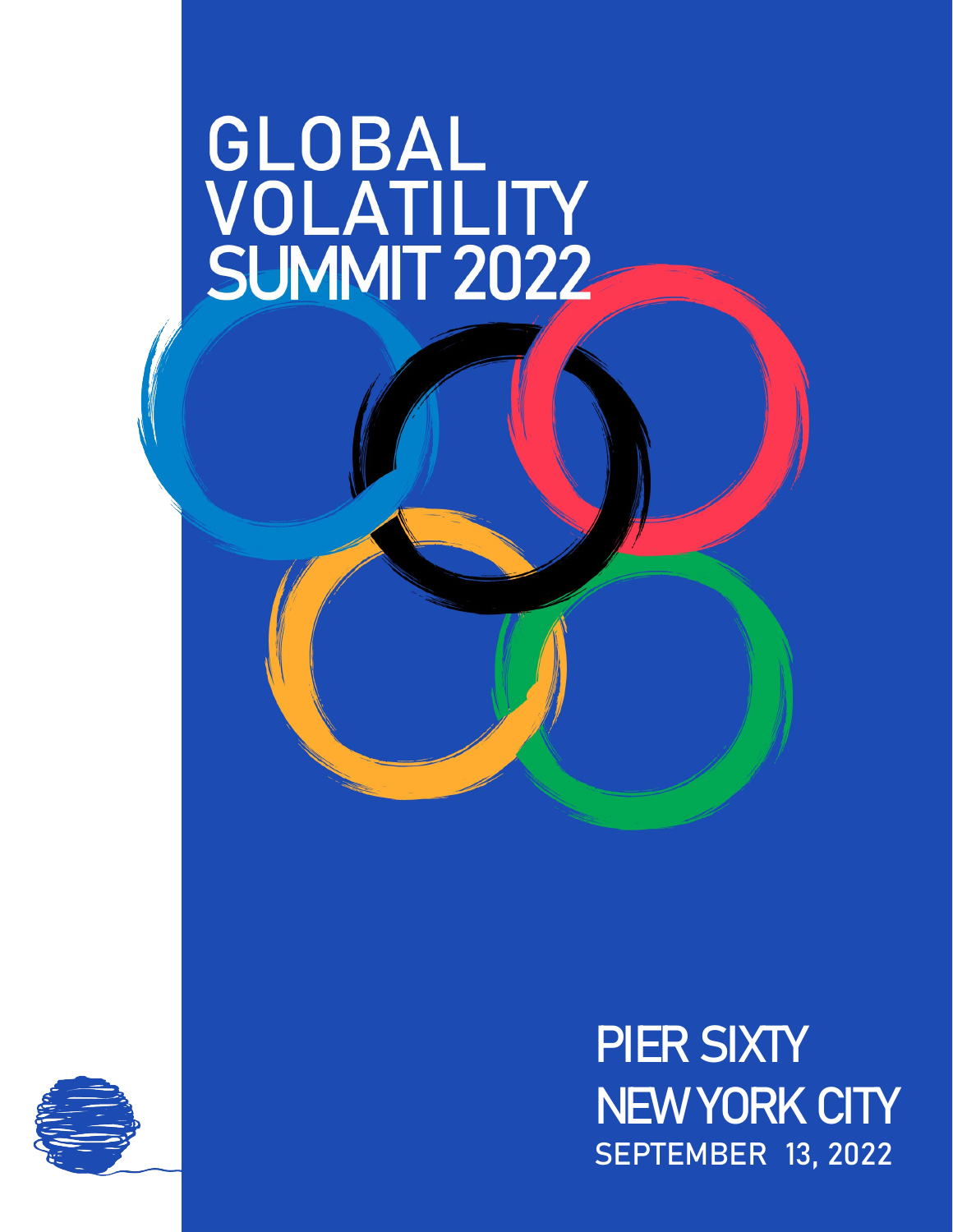# GLOBAL VOLATILITY SUMMIT 2022

**PIER SIXTY**

**NEW YORK CITY**

**SEPTEMBER 13, 2022**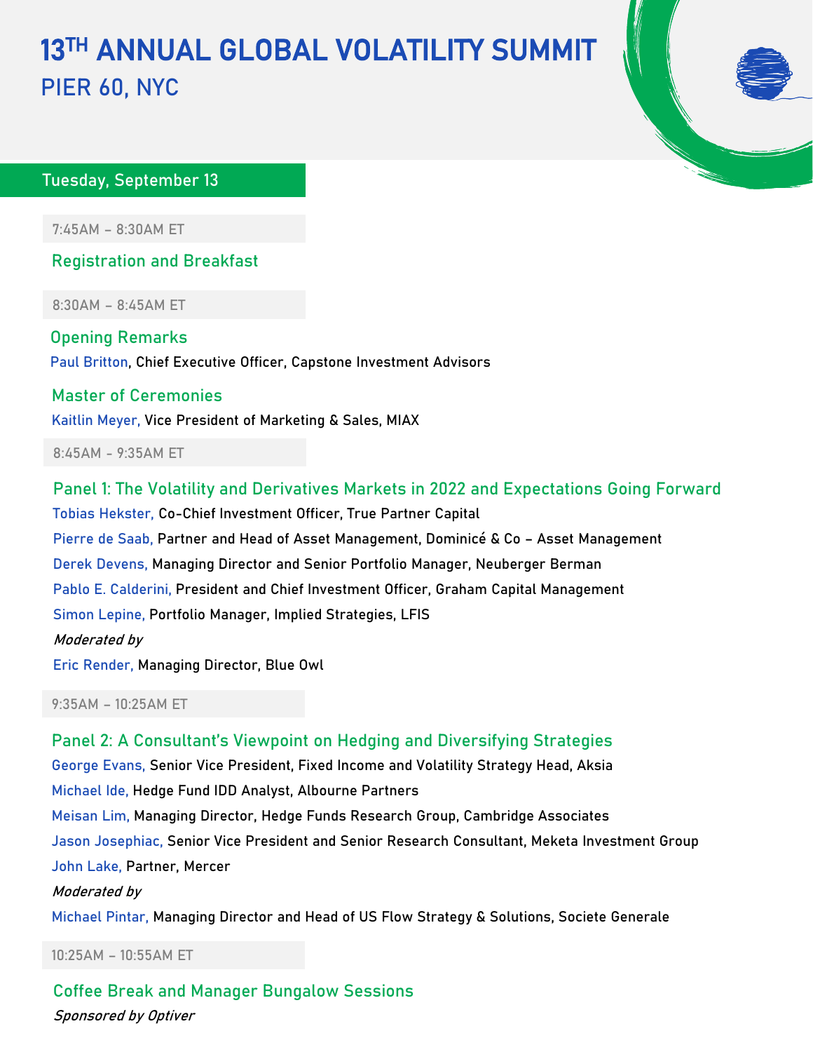# 13TH ANNUAL GLOBAL VOLATILITY SUMMIT

## PIER 60, NYC

## Tuesday, September 13

7:45AM – 8:30AM ET

### Registration and Breakfast

8:30AM – 8:45AM ET

### Opening Remarks

Paul Britton, Chief Executive Officer, Capstone Investment Advisors

### Master of Ceremonies

Kaitlin Meyer, Vice President of Marketing & Sales, MIAX

8:45AM - 9:35AM ET

### Panel 1: The Volatility and Derivatives Markets in 2022 and Expectations Going Forward

Tobias Hekster, Co-Chief Investment Officer, True Partner Capital

Pierre de Saab, Partner and Head of Asset Management, Dominicé & Co – Asset Management

Derek Devens, Managing Director and Senior Portfolio Manager, Neuberger Berman

Pablo E. Calderini, President and Chief Investment Officer, Graham Capital Management

Simon Lepine, Portfolio Manager, Implied Strategies, LFIS

*Moderated by*

Eric Render, Managing Director, Blue Owl

9:35AM – 10:25AM ET

### Panel 2: A Consultant's Viewpoint on Hedging and Diversifying Strategies

George Evans, Senior Vice President, Fixed Income and Volatility Strategy Head, Aksia

Michael Ide, Hedge Fund IDD Analyst, Albourne Partners

Meisan Lim, Managing Director, Hedge Funds Research Group, Cambridge Associates

Jason Josephiac, Senior Vice President and Senior Research Consultant, Meketa Investment Group

John Lake, Partner, Mercer

*Moderated by*

Michael Pintar, Managing Director and Head of US Flow Strategy & Solutions, Societe Generale

10:25AM – 10:55AM ET

### Coffee Break and Manager Bungalow Sessions

*Sponsored by Optiver*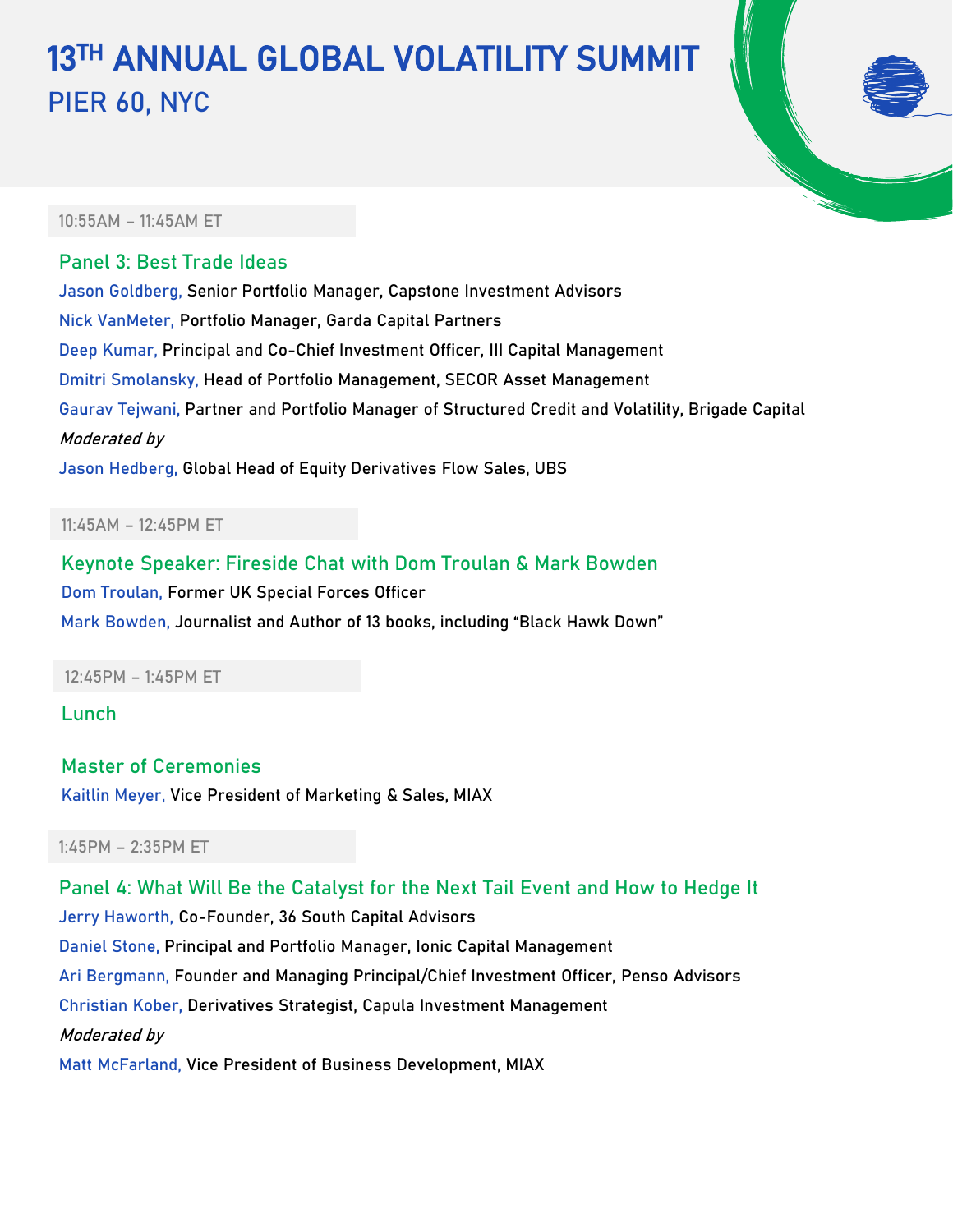# 13TH ANNUAL GLOBAL VOLATILITY SUMMIT

## PIER 60, NYC

10:55AM – 11:45AM ET

### Panel 3: Best Trade Ideas

Jason Goldberg, Senior Portfolio Manager, Capstone Investment Advisors

Nick VanMeter, Portfolio Manager, Garda Capital Partners

Deep Kumar, Principal and Co-Chief Investment Officer, III Capital Management

Dmitri Smolansky, Head of Portfolio Management, SECOR Asset Management

Gaurav Tejwani, Partner and Portfolio Manager of Structured Credit and Volatility, Brigade Capital

*Moderated by*

Jason Hedberg, Global Head of Equity Derivatives Flow Sales, UBS

11:45AM – 12:45PM ET

### Keynote Speaker: Fireside Chat with Dom Troulan & Mark Bowden

Dom Troulan, Former UK Special Forces Officer

Mark Bowden, Journalist and Author of 13 books, including "Black Hawk Down"

12:45PM – 1:45PM ET

### Lunch

### Master of Ceremonies

Kaitlin Meyer, Vice President of Marketing & Sales, MIAX

1:45PM – 2:35PM ET

### Panel 4: What Will Be the Catalyst for the Next Tail Event and How to Hedge It

Jerry Haworth, Co-Founder, 36 South Capital Advisors

Daniel Stone, Principal and Portfolio Manager, Ionic Capital Management

Ari Bergmann, Founder and Managing Principal/Chief Investment Officer, Penso Advisors

Christian Kober, Derivatives Strategist, Capula Investment Management

*Moderated by*

Matt McFarland, Vice President of Business Development, MIAX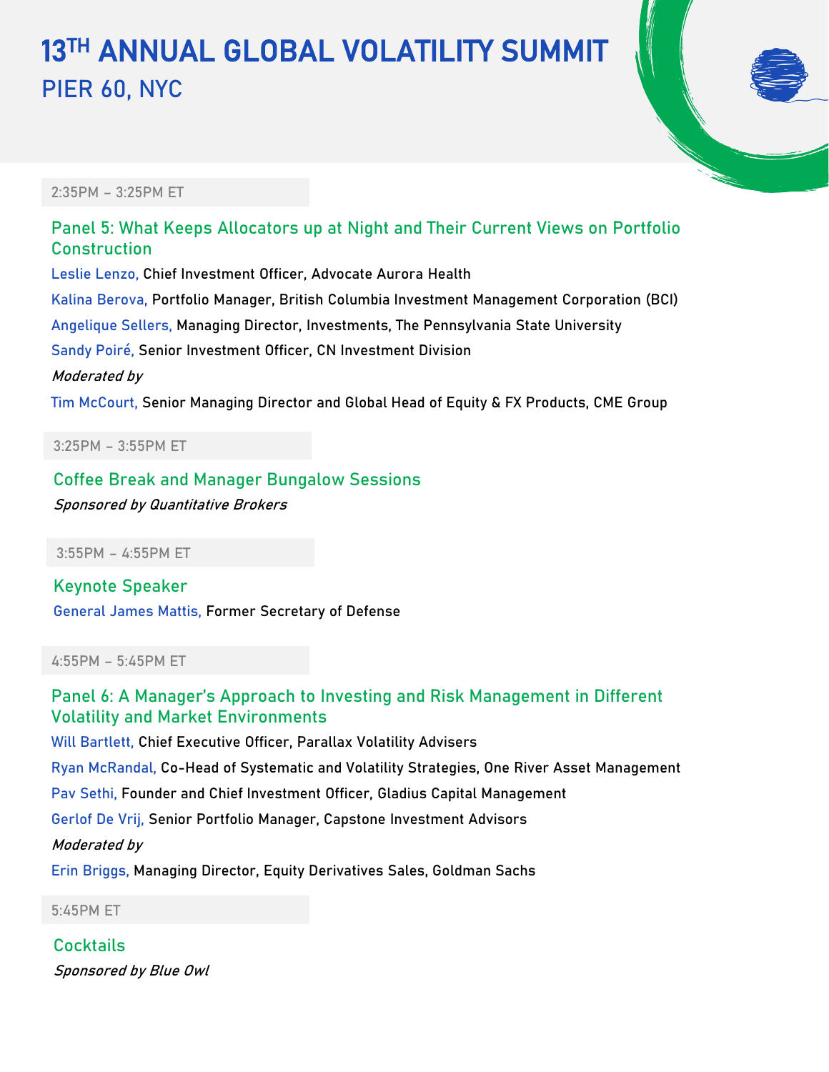# 13TH ANNUAL GLOBAL VOLATILITY SUMMIT

## PIER 60, NYC

2:35PM – 3:25PM ET

### Panel 5: What Keeps Allocators up at Night and Their Current Views on Portfolio Construction

Leslie Lenzo, Chief Investment Officer, Advocate Aurora Health

Kalina Berova, Portfolio Manager, British Columbia Investment Management Corporation (BCI)

Angelique Sellers, Managing Director, Investments, The Pennsylvania State University

Sandy Poiré, Senior Investment Officer, CN Investment Division

*Moderated by*

Tim McCourt, Senior Managing Director and Global Head of Equity & FX Products, CME Group

3:25PM – 3:55PM ET

### Coffee Break and Manager Bungalow Sessions

*Sponsored by Quantitative Brokers*

3:55PM – 4:55PM ET

### Keynote Speaker

General James Mattis, Former Secretary of Defense

4:55PM – 5:45PM ET

### Panel 6: A Manager's Approach to Investing and Risk Management in Different Volatility and Market Environments

Will Bartlett, Chief Executive Officer, Parallax Volatility Advisers

Ryan McRandal, Co-Head of Systematic and Volatility Strategies, One River Asset Management

Pav Sethi, Founder and Chief Investment Officer, Gladius Capital Management

Gerlof De Vrij, Senior Portfolio Manager, Capstone Investment Advisors

*Moderated by*

Erin Briggs, Managing Director, Equity Derivatives Sales, Goldman Sachs

5:45PM ET

### Cocktails

*Sponsored by Blue Owl*